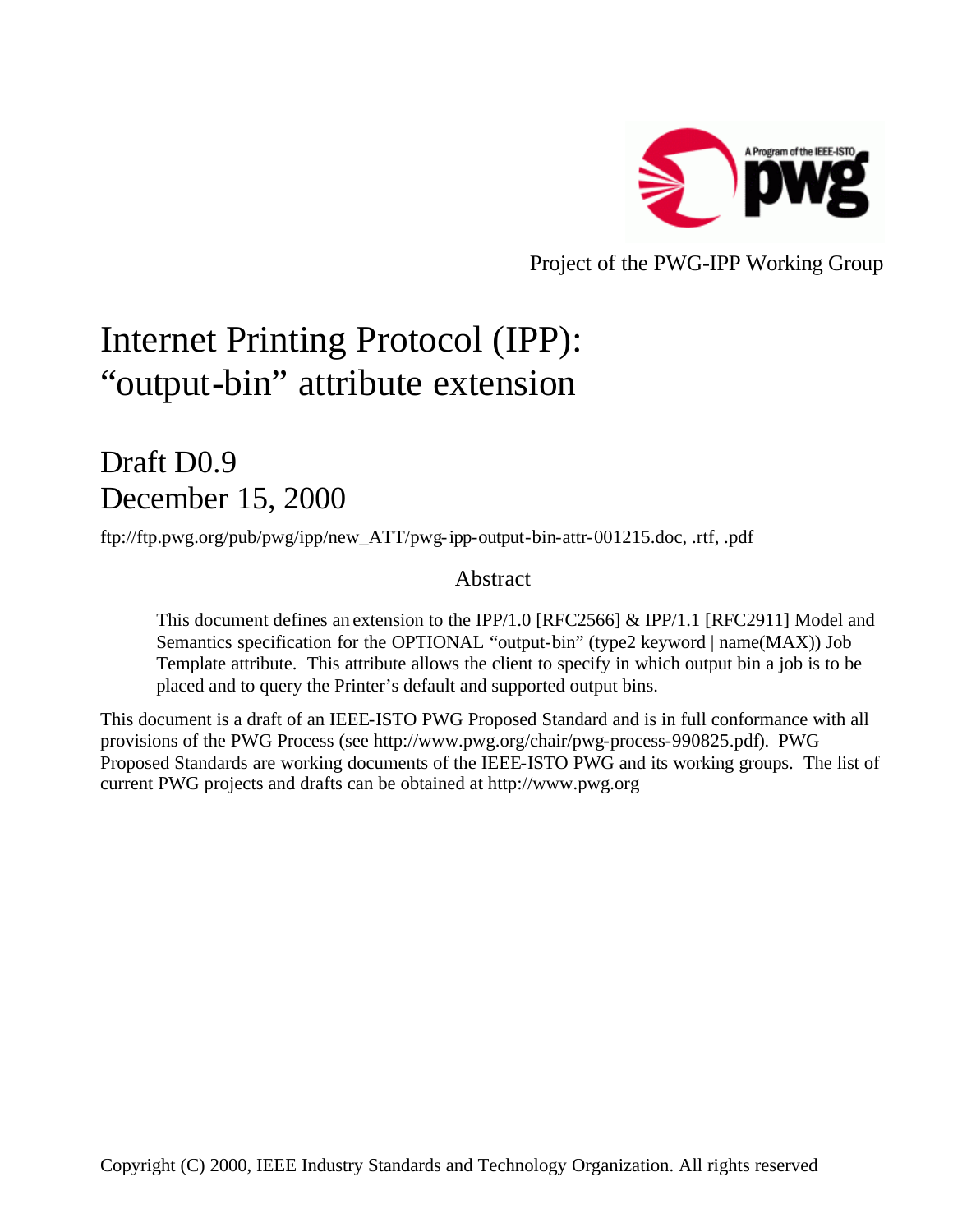Project of the PWG-IPP Working Group

# Internet Printing Protocol (IPP): “output-bin” attribute extension

## Draft D0.9
## December 15, 2000

ftp://ftp.pwg.org/pub/pwg/ipp/new_ATT/pwg-ipp-output-bin-attr-001215.doc, .rtf, .pdf

### Abstract

> This document defines an extension to the IPP/1.0 [RFC2566] & IPP/1.1 [RFC2911] Model and Semantics specification for the OPTIONAL “output-bin” (type2 keyword | name(MAX)) Job Template attribute. This attribute allows the client to specify in which output bin a job is to be placed and to query the Printer’s default and supported output bins.

This document is a draft of an IEEE-ISTO PWG Proposed Standard and is in full conformance with all provisions of the PWG Process (see http://www.pwg.org/chair/pwg-process-990825.pdf). PWG Proposed Standards are working documents of the IEEE-ISTO PWG and its working groups. The list of current PWG projects and drafts can be obtained at http://www.pwg.org

Copyright (C) 2000, IEEE Industry Standards and Technology Organization. All rights reserved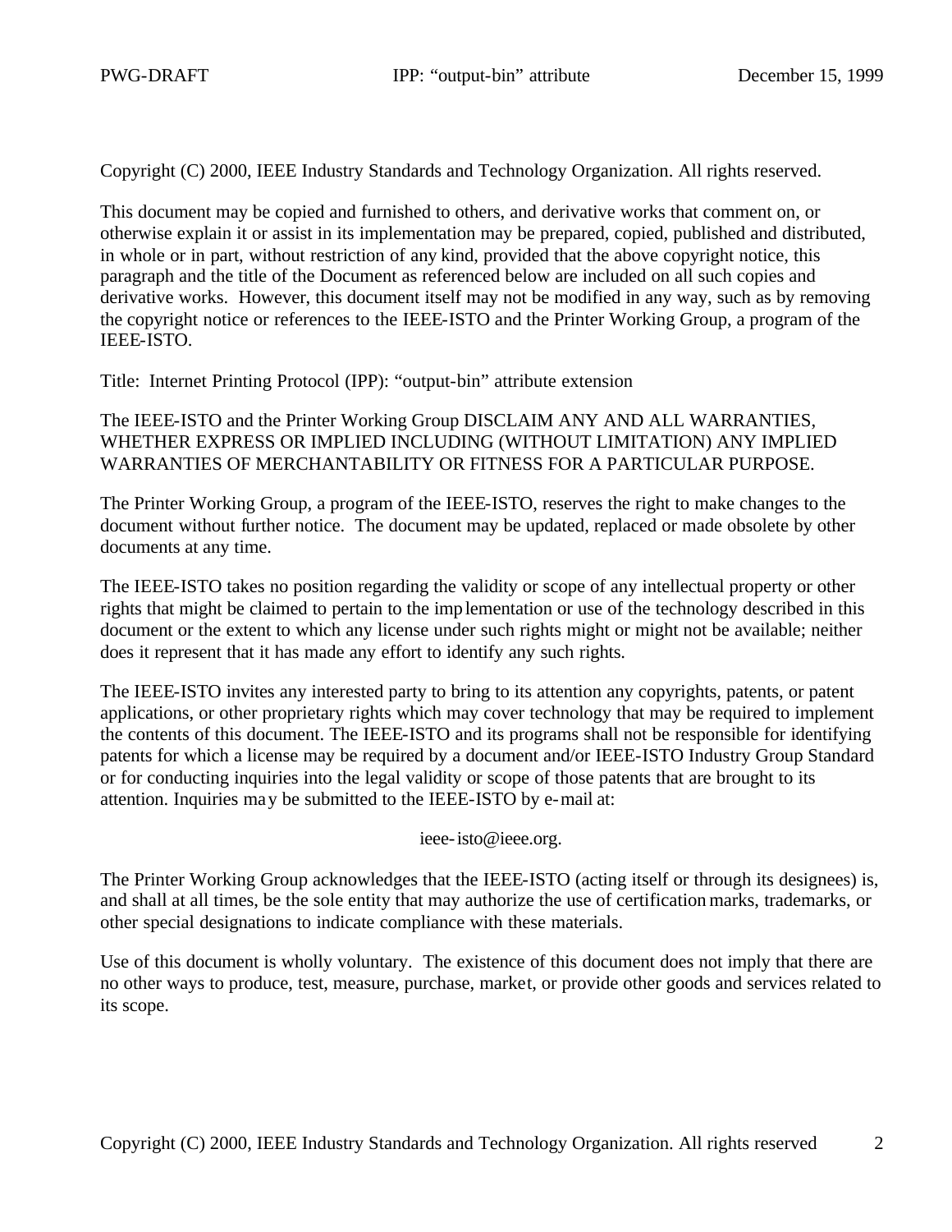Copyright (C) 2000, IEEE Industry Standards and Technology Organization. All rights reserved.

This document may be copied and furnished to others, and derivative works that comment on, or otherwise explain it or assist in its implementation may be prepared, copied, published and distributed, in whole or in part, without restriction of any kind, provided that the above copyright notice, this paragraph and the title of the Document as referenced below are included on all such copies and derivative works. However, this document itself may not be modified in any way, such as by removing the copyright notice or references to the IEEE-ISTO and the Printer Working Group, a program of the IEEE-ISTO.

Title: Internet Printing Protocol (IPP): "output-bin" attribute extension

The IEEE-ISTO and the Printer Working Group DISCLAIM ANY AND ALL WARRANTIES, WHETHER EXPRESS OR IMPLIED INCLUDING (WITHOUT LIMITATION) ANY IMPLIED WARRANTIES OF MERCHANTABILITY OR FITNESS FOR A PARTICULAR PURPOSE.

The Printer Working Group, a program of the IEEE-ISTO, reserves the right to make changes to the document without further notice. The document may be updated, replaced or made obsolete by other documents at any time.

The IEEE-ISTO takes no position regarding the validity or scope of any intellectual property or other rights that might be claimed to pertain to the implementation or use of the technology described in this document or the extent to which any license under such rights might or might not be available; neither does it represent that it has made any effort to identify any such rights.

The IEEE-ISTO invites any interested party to bring to its attention any copyrights, patents, or patent applications, or other proprietary rights which may cover technology that may be required to implement the contents of this document. The IEEE-ISTO and its programs shall not be responsible for identifying patents for which a license may be required by a document and/or IEEE-ISTO Industry Group Standard or for conducting inquiries into the legal validity or scope of those patents that are brought to its attention. Inquiries may be submitted to the IEEE-ISTO by e-mail at:

ieee-isto@ieee.org.

The Printer Working Group acknowledges that the IEEE-ISTO (acting itself or through its designees) is, and shall at all times, be the sole entity that may authorize the use of certification marks, trademarks, or other special designations to indicate compliance with these materials.

Use of this document is wholly voluntary. The existence of this document does not imply that there are no other ways to produce, test, measure, purchase, market, or provide other goods and services related to its scope.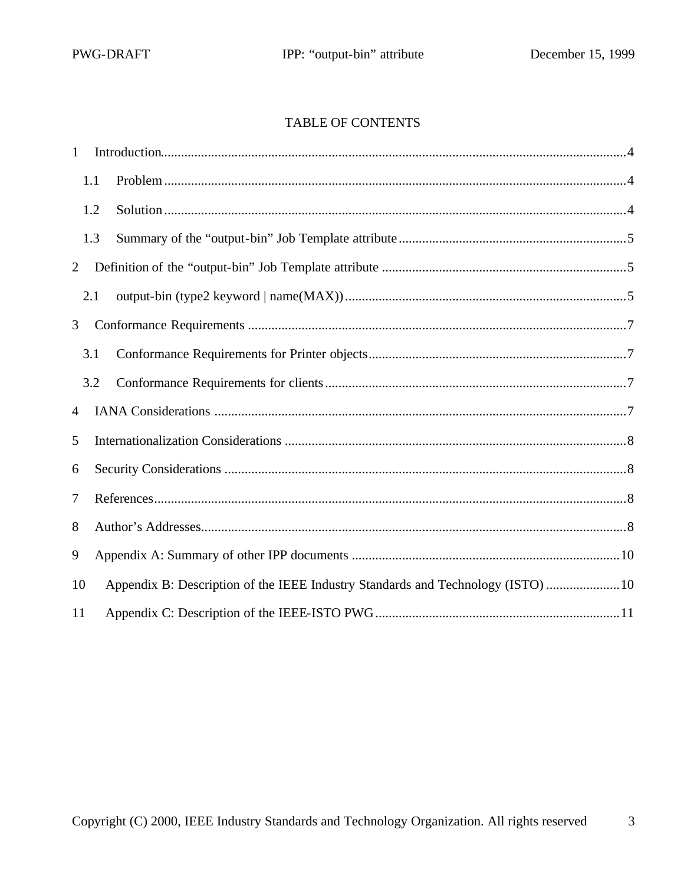# TABLE OF CONTENTS

1 Introduction....................................................................................................................................4

1.1 Problem ........................................................................................................................................4

1.2 Solution ........................................................................................................................................4

1.3 Summary of the “output-bin” Job Template attribute ...................................................................5

2 Definition of the “output-bin” Job Template attribute ........................................................................5

2.1 output-bin (type2 keyword | name(MAX)) ...................................................................................5

3 Conformance Requirements ................................................................................................................7

3.1 Conformance Requirements for Printer objects............................................................................7

3.2 Conformance Requirements for clients.........................................................................................7

4 IANA Considerations ..........................................................................................................................7

5 Internationalization Considerations .....................................................................................................8

6 Security Considerations .......................................................................................................................8

7 References............................................................................................................................................8

8 Author’s Addresses..............................................................................................................................8

9 Appendix A: Summary of other IPP documents ...............................................................................10

10 Appendix B: Description of the IEEE Industry Standards and Technology (ISTO) .....................10

11 Appendix C: Description of the IEEE-ISTO PWG........................................................................11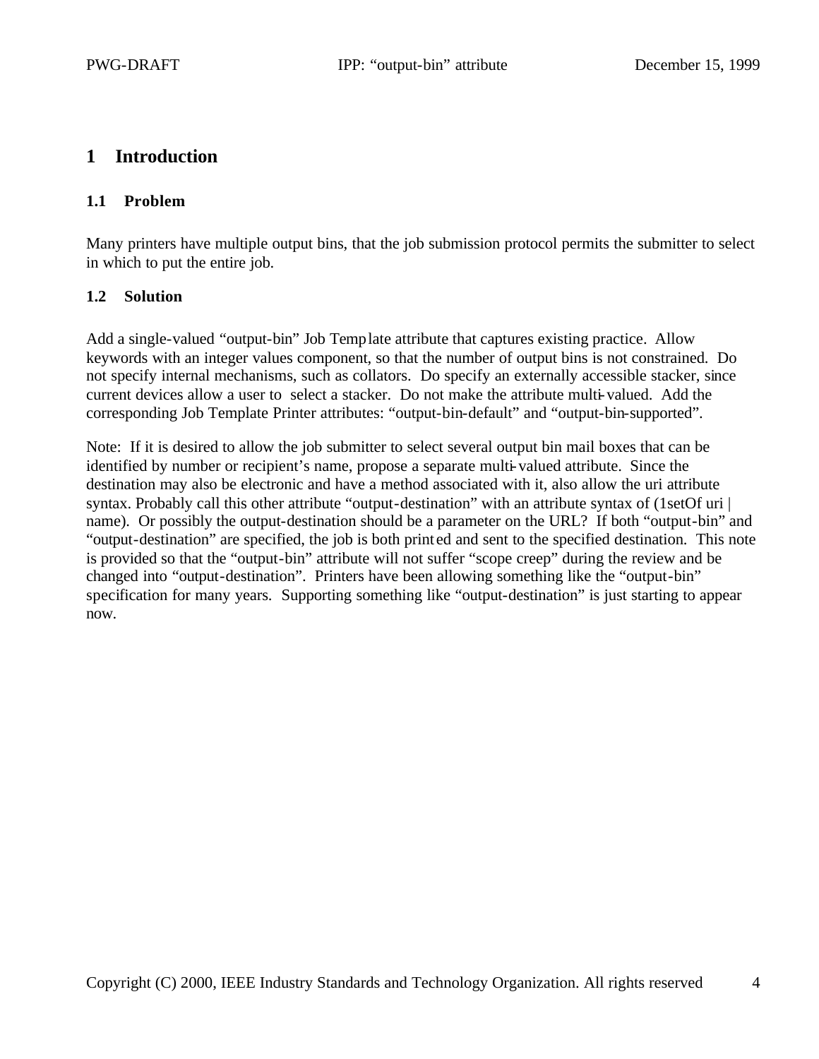# 1 Introduction

## 1.1 Problem

Many printers have multiple output bins, that the job submission protocol permits the submitter to select in which to put the entire job.

## 1.2 Solution

Add a single-valued "output-bin" Job Template attribute that captures existing practice. Allow keywords with an integer values component, so that the number of output bins is not constrained. Do not specify internal mechanisms, such as collators. Do specify an externally accessible stacker, since current devices allow a user to select a stacker. Do not make the attribute multi-valued. Add the corresponding Job Template Printer attributes: "output-bin-default" and "output-bin-supported".

Note: If it is desired to allow the job submitter to select several output bin mail boxes that can be identified by number or recipient's name, propose a separate multi-valued attribute. Since the destination may also be electronic and have a method associated with it, also allow the uri attribute syntax. Probably call this other attribute "output-destination" with an attribute syntax of (1setOf uri | name). Or possibly the output-destination should be a parameter on the URL? If both "output-bin" and "output-destination" are specified, the job is both printed and sent to the specified destination. This note is provided so that the "output-bin" attribute will not suffer "scope creep" during the review and be changed into "output-destination". Printers have been allowing something like the "output-bin" specification for many years. Supporting something like "output-destination" is just starting to appear now.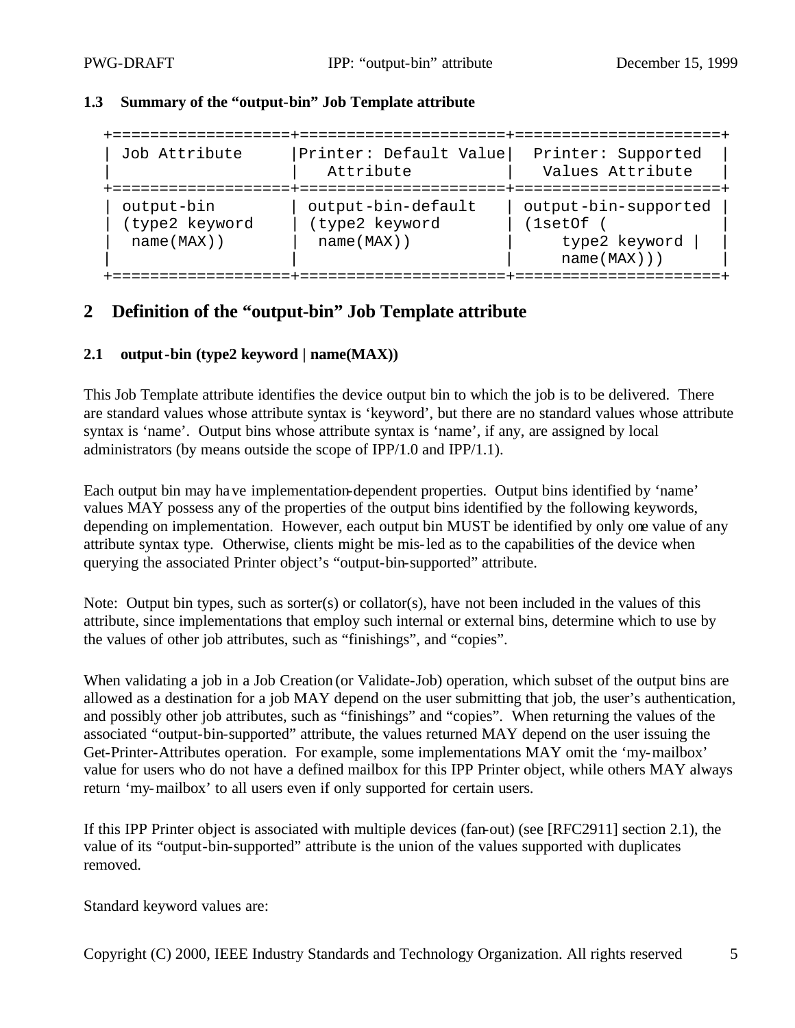### 1.3 Summary of the "output-bin" Job Template attribute

| Job Attribute | Printer: Default Value Attribute | Printer: Supported Values Attribute |
|---|---|---|
| output-bin (type2 keyword name(MAX)) | output-bin-default (type2 keyword name(MAX)) | output-bin-supported (1setOf ( type2 keyword \| name(MAX))) |

## 2 Definition of the "output-bin" Job Template attribute

### 2.1 output-bin (type2 keyword | name(MAX))

This Job Template attribute identifies the device output bin to which the job is to be delivered. There are standard values whose attribute syntax is 'keyword', but there are no standard values whose attribute syntax is 'name'. Output bins whose attribute syntax is 'name', if any, are assigned by local administrators (by means outside the scope of IPP/1.0 and IPP/1.1).

Each output bin may have implementation-dependent properties. Output bins identified by 'name' values MAY possess any of the properties of the output bins identified by the following keywords, depending on implementation. However, each output bin MUST be identified by only one value of any attribute syntax type. Otherwise, clients might be mis-led as to the capabilities of the device when querying the associated Printer object's "output-bin-supported" attribute.

Note: Output bin types, such as sorter(s) or collator(s), have not been included in the values of this attribute, since implementations that employ such internal or external bins, determine which to use by the values of other job attributes, such as "finishings", and "copies".

When validating a job in a Job Creation (or Validate-Job) operation, which subset of the output bins are allowed as a destination for a job MAY depend on the user submitting that job, the user's authentication, and possibly other job attributes, such as "finishings" and "copies". When returning the values of the associated "output-bin-supported" attribute, the values returned MAY depend on the user issuing the Get-Printer-Attributes operation. For example, some implementations MAY omit the 'my-mailbox' value for users who do not have a defined mailbox for this IPP Printer object, while others MAY always return 'my-mailbox' to all users even if only supported for certain users.

If this IPP Printer object is associated with multiple devices (fan-out) (see [RFC2911] section 2.1), the value of its "output-bin-supported" attribute is the union of the values supported with duplicates removed.

Standard keyword values are:

Copyright (C) 2000, IEEE Industry Standards and Technology Organization. All rights reserved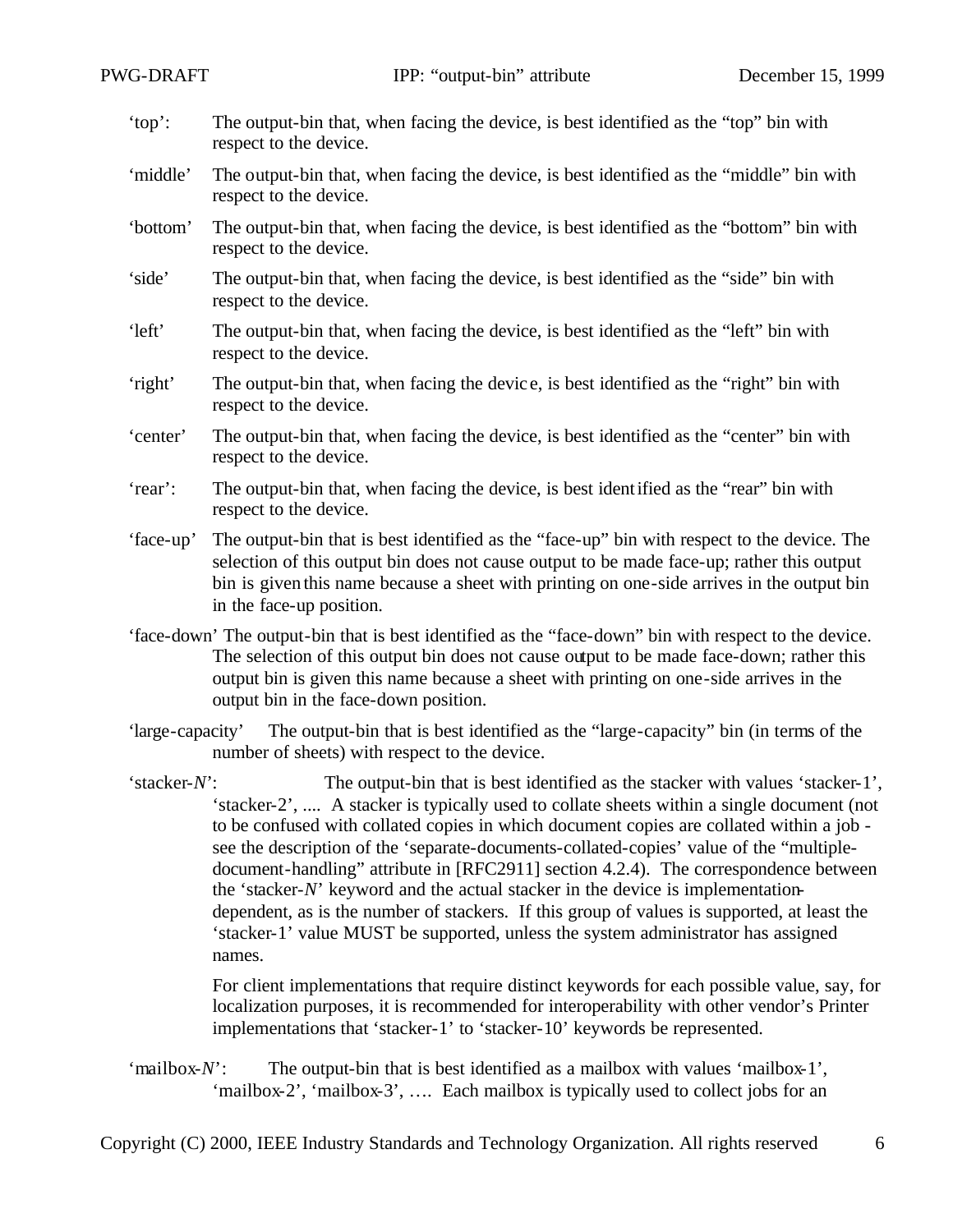'top': The output-bin that, when facing the device, is best identified as the "top" bin with respect to the device.

'middle' The output-bin that, when facing the device, is best identified as the "middle" bin with respect to the device.

'bottom' The output-bin that, when facing the device, is best identified as the "bottom" bin with respect to the device.

'side' The output-bin that, when facing the device, is best identified as the "side" bin with respect to the device.

'left' The output-bin that, when facing the device, is best identified as the "left" bin with respect to the device.

'right' The output-bin that, when facing the device, is best identified as the "right" bin with respect to the device.

'center' The output-bin that, when facing the device, is best identified as the "center" bin with respect to the device.

'rear': The output-bin that, when facing the device, is best identified as the "rear" bin with respect to the device.

'face-up' The output-bin that is best identified as the "face-up" bin with respect to the device. The selection of this output bin does not cause output to be made face-up; rather this output bin is given this name because a sheet with printing on one-side arrives in the output bin in the face-up position.

'face-down' The output-bin that is best identified as the "face-down" bin with respect to the device. The selection of this output bin does not cause output to be made face-down; rather this output bin is given this name because a sheet with printing on one-side arrives in the output bin in the face-down position.

'large-capacity' The output-bin that is best identified as the "large-capacity" bin (in terms of the number of sheets) with respect to the device.

'stacker-*N*': The output-bin that is best identified as the stacker with values 'stacker-1', 'stacker-2', .... A stacker is typically used to collate sheets within a single document (not to be confused with collated copies in which document copies are collated within a job - see the description of the 'separate-documents-collated-copies' value of the "multiple-document-handling" attribute in [RFC2911] section 4.2.4). The correspondence between the 'stacker-*N*' keyword and the actual stacker in the device is implementation-dependent, as is the number of stackers. If this group of values is supported, at least the 'stacker-1' value MUST be supported, unless the system administrator has assigned names.

For client implementations that require distinct keywords for each possible value, say, for localization purposes, it is recommended for interoperability with other vendor's Printer implementations that 'stacker-1' to 'stacker-10' keywords be represented.

'mailbox-*N*': The output-bin that is best identified as a mailbox with values 'mailbox-1', 'mailbox-2', 'mailbox-3', …. Each mailbox is typically used to collect jobs for an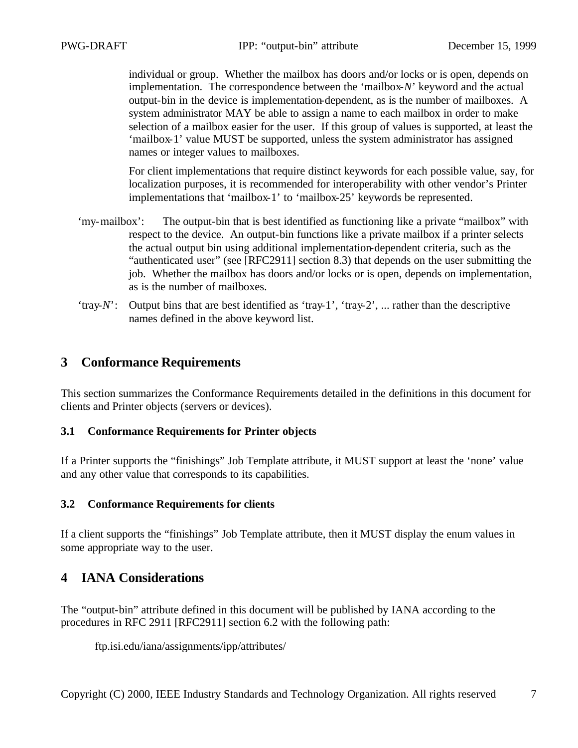individual or group. Whether the mailbox has doors and/or locks or is open, depends on implementation. The correspondence between the 'mailbox-*N*' keyword and the actual output-bin in the device is implementation-dependent, as is the number of mailboxes. A system administrator MAY be able to assign a name to each mailbox in order to make selection of a mailbox easier for the user. If this group of values is supported, at least the 'mailbox-1' value MUST be supported, unless the system administrator has assigned names or integer values to mailboxes.

For client implementations that require distinct keywords for each possible value, say, for localization purposes, it is recommended for interoperability with other vendor's Printer implementations that 'mailbox-1' to 'mailbox-25' keywords be represented.

'my-mailbox': The output-bin that is best identified as functioning like a private "mailbox" with respect to the device. An output-bin functions like a private mailbox if a printer selects the actual output bin using additional implementation-dependent criteria, such as the "authenticated user" (see [RFC2911] section 8.3) that depends on the user submitting the job. Whether the mailbox has doors and/or locks or is open, depends on implementation, as is the number of mailboxes.

'tray-*N*': Output bins that are best identified as 'tray-1', 'tray-2', ... rather than the descriptive names defined in the above keyword list.

# 3 Conformance Requirements

This section summarizes the Conformance Requirements detailed in the definitions in this document for clients and Printer objects (servers or devices).

### 3.1 Conformance Requirements for Printer objects

If a Printer supports the "finishings" Job Template attribute, it MUST support at least the 'none' value and any other value that corresponds to its capabilities.

### 3.2 Conformance Requirements for clients

If a client supports the "finishings" Job Template attribute, then it MUST display the enum values in some appropriate way to the user.

# 4 IANA Considerations

The "output-bin" attribute defined in this document will be published by IANA according to the procedures in RFC 2911 [RFC2911] section 6.2 with the following path:

ftp.isi.edu/iana/assignments/ipp/attributes/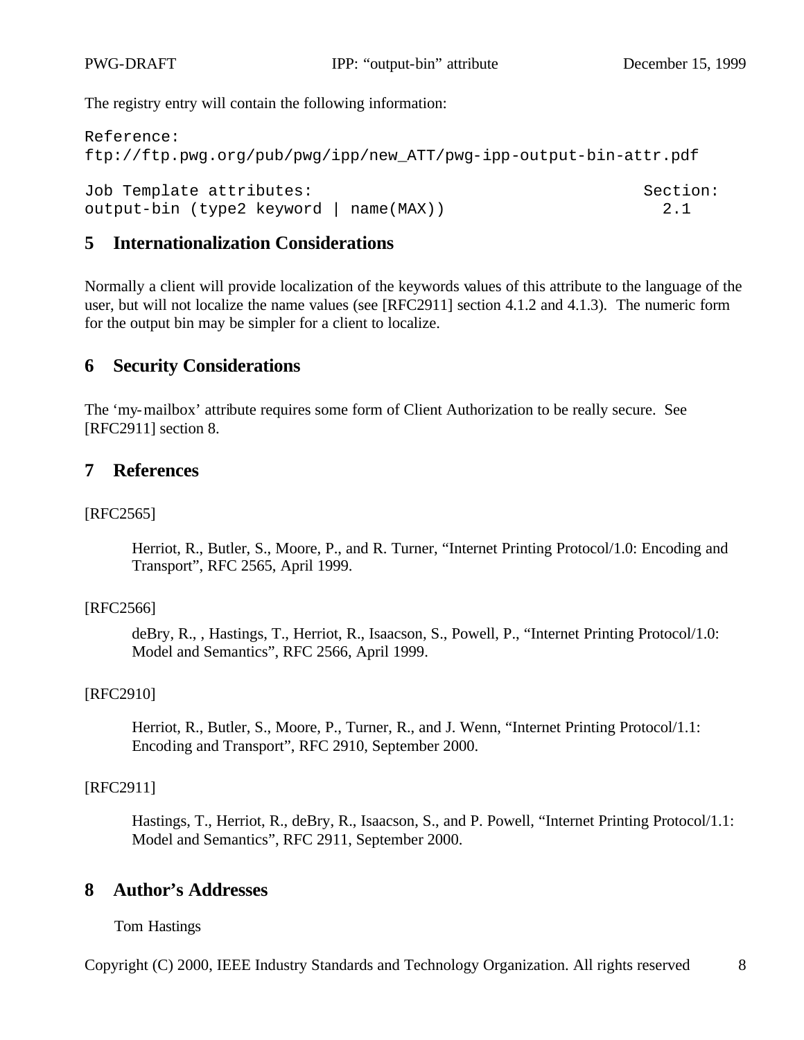The registry entry will contain the following information:

```
Reference:
ftp://ftp.pwg.org/pub/pwg/ipp/new_ATT/pwg-ipp-output-bin-attr.pdf

Job Template attributes:                                        Section:
output-bin (type2 keyword | name(MAX))                            2.1
```

## 5 Internationalization Considerations

Normally a client will provide localization of the keywords values of this attribute to the language of the user, but will not localize the name values (see [RFC2911] section 4.1.2 and 4.1.3). The numeric form for the output bin may be simpler for a client to localize.

## 6 Security Considerations

The 'my-mailbox' attribute requires some form of Client Authorization to be really secure. See [RFC2911] section 8.

## 7 References

[RFC2565]

> Herriot, R., Butler, S., Moore, P., and R. Turner, "Internet Printing Protocol/1.0: Encoding and Transport", RFC 2565, April 1999.

[RFC2566]

> deBry, R., , Hastings, T., Herriot, R., Isaacson, S., Powell, P., "Internet Printing Protocol/1.0: Model and Semantics", RFC 2566, April 1999.

[RFC2910]

> Herriot, R., Butler, S., Moore, P., Turner, R., and J. Wenn, "Internet Printing Protocol/1.1: Encoding and Transport", RFC 2910, September 2000.

[RFC2911]

> Hastings, T., Herriot, R., deBry, R., Isaacson, S., and P. Powell, "Internet Printing Protocol/1.1: Model and Semantics", RFC 2911, September 2000.

## 8 Author's Addresses

Tom Hastings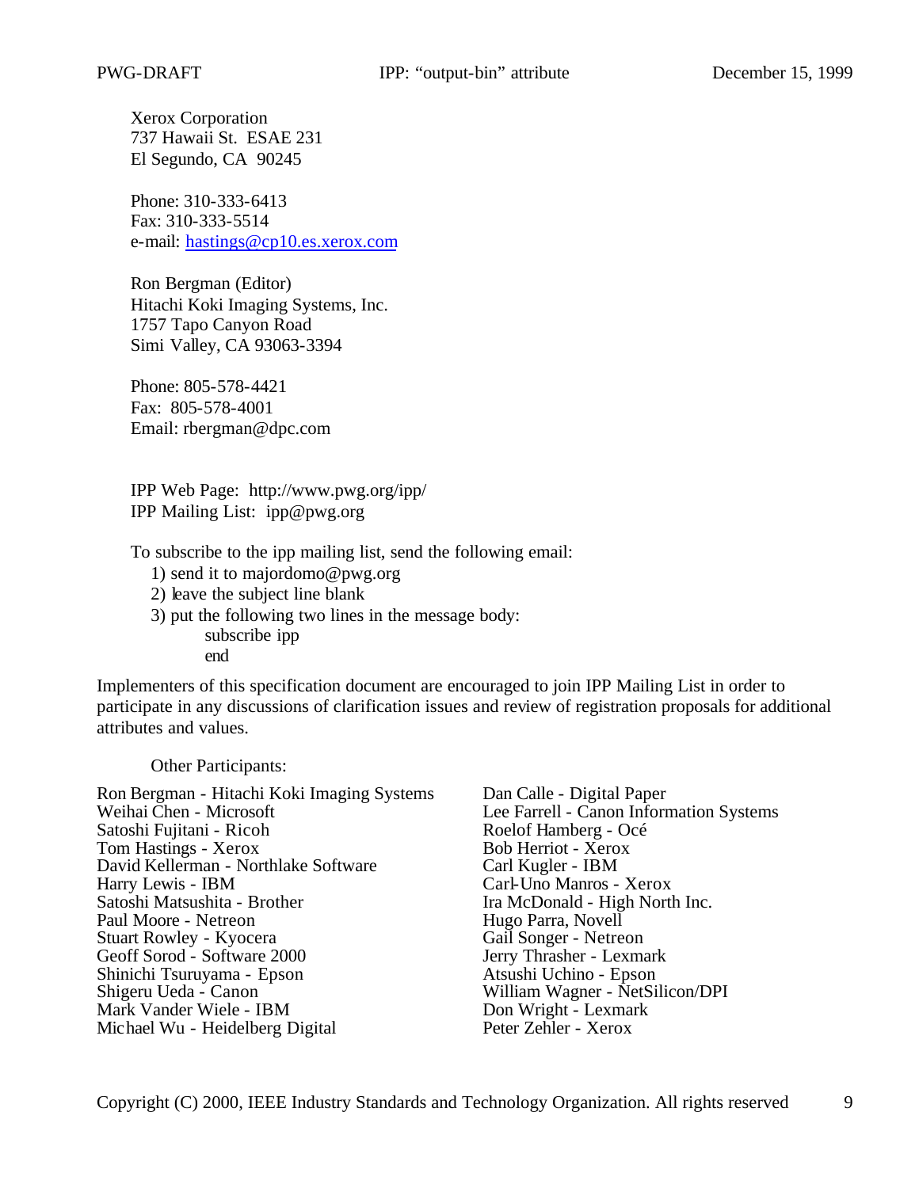Xerox Corporation
737 Hawaii St. ESAE 231
El Segundo, CA 90245

Phone: 310-333-6413
Fax: 310-333-5514
e-mail: hastings@cp10.es.xerox.com

Ron Bergman (Editor)
Hitachi Koki Imaging Systems, Inc.
1757 Tapo Canyon Road
Simi Valley, CA 93063-3394

Phone: 805-578-4421
Fax: 805-578-4001
Email: rbergman@dpc.com

IPP Web Page: http://www.pwg.org/ipp/
IPP Mailing List: ipp@pwg.org

To subscribe to the ipp mailing list, send the following email:

1) send it to majordomo@pwg.org
2) leave the subject line blank
3) put the following two lines in the message body:
   subscribe ipp
   end

Implementers of this specification document are encouraged to join IPP Mailing List in order to participate in any discussions of clarification issues and review of registration proposals for additional attributes and values.

Other Participants:

Ron Bergman - Hitachi Koki Imaging Systems
Weihai Chen - Microsoft
Satoshi Fujitani - Ricoh
Tom Hastings - Xerox
David Kellerman - Northlake Software
Harry Lewis - IBM
Satoshi Matsushita - Brother
Paul Moore - Netreon
Stuart Rowley - Kyocera
Geoff Sorod - Software 2000
Shinichi Tsuruyama - Epson
Shigeru Ueda - Canon
Mark Vander Wiele - IBM
Michael Wu - Heidelberg Digital
Dan Calle - Digital Paper
Lee Farrell - Canon Information Systems
Roelof Hamberg - Océ
Bob Herriot - Xerox
Carl Kugler - IBM
Carl-Uno Manros - Xerox
Ira McDonald - High North Inc.
Hugo Parra, Novell
Gail Songer - Netreon
Jerry Thrasher - Lexmark
Atsushi Uchino - Epson
William Wagner - NetSilicon/DPI
Don Wright - Lexmark
Peter Zehler - Xerox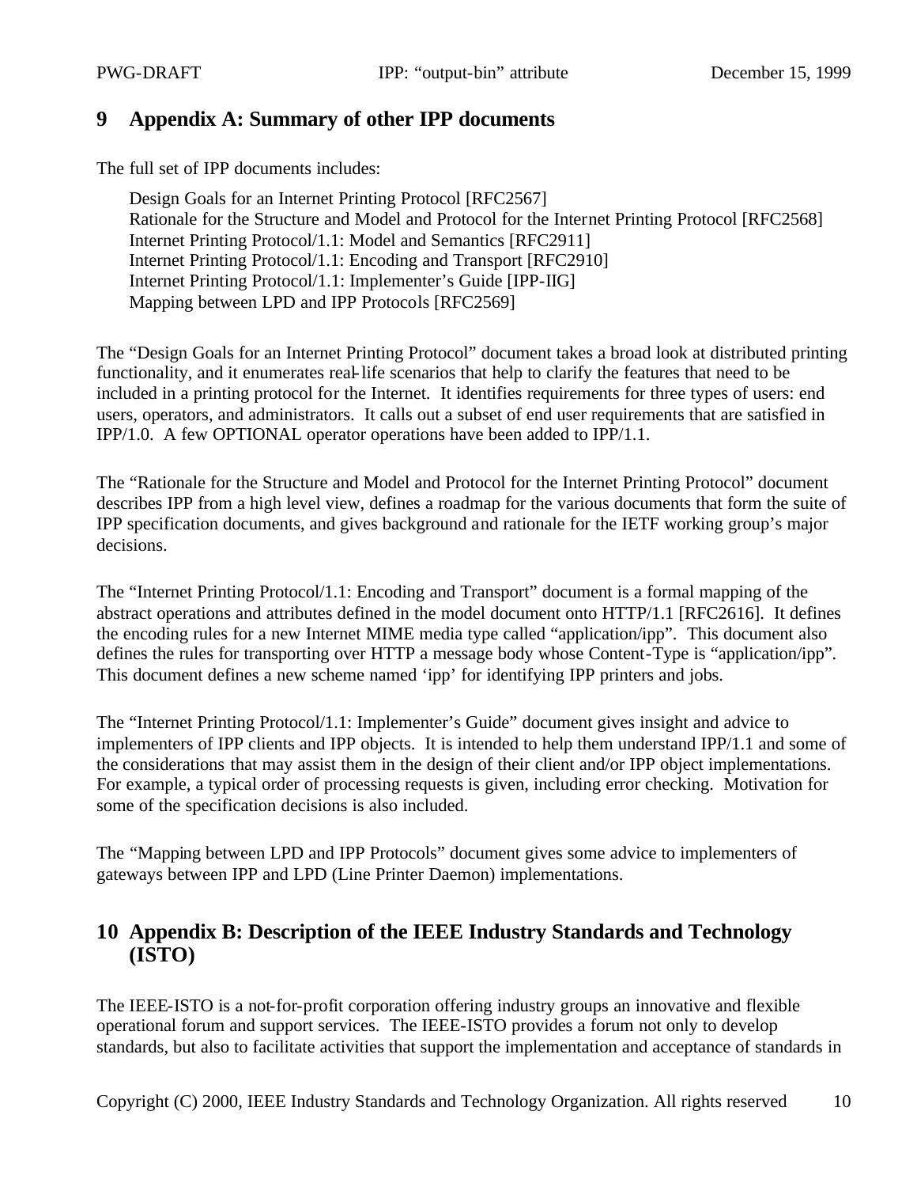# 9 Appendix A: Summary of other IPP documents

The full set of IPP documents includes:

Design Goals for an Internet Printing Protocol [RFC2567]
Rationale for the Structure and Model and Protocol for the Internet Printing Protocol [RFC2568]
Internet Printing Protocol/1.1: Model and Semantics [RFC2911]
Internet Printing Protocol/1.1: Encoding and Transport [RFC2910]
Internet Printing Protocol/1.1: Implementer's Guide [IPP-IIG]
Mapping between LPD and IPP Protocols [RFC2569]

The "Design Goals for an Internet Printing Protocol" document takes a broad look at distributed printing functionality, and it enumerates real-life scenarios that help to clarify the features that need to be included in a printing protocol for the Internet. It identifies requirements for three types of users: end users, operators, and administrators. It calls out a subset of end user requirements that are satisfied in IPP/1.0. A few OPTIONAL operator operations have been added to IPP/1.1.

The "Rationale for the Structure and Model and Protocol for the Internet Printing Protocol" document describes IPP from a high level view, defines a roadmap for the various documents that form the suite of IPP specification documents, and gives background and rationale for the IETF working group's major decisions.

The "Internet Printing Protocol/1.1: Encoding and Transport" document is a formal mapping of the abstract operations and attributes defined in the model document onto HTTP/1.1 [RFC2616]. It defines the encoding rules for a new Internet MIME media type called "application/ipp". This document also defines the rules for transporting over HTTP a message body whose Content-Type is "application/ipp". This document defines a new scheme named 'ipp' for identifying IPP printers and jobs.

The "Internet Printing Protocol/1.1: Implementer's Guide" document gives insight and advice to implementers of IPP clients and IPP objects. It is intended to help them understand IPP/1.1 and some of the considerations that may assist them in the design of their client and/or IPP object implementations. For example, a typical order of processing requests is given, including error checking. Motivation for some of the specification decisions is also included.

The "Mapping between LPD and IPP Protocols" document gives some advice to implementers of gateways between IPP and LPD (Line Printer Daemon) implementations.

# 10 Appendix B: Description of the IEEE Industry Standards and Technology (ISTO)

The IEEE-ISTO is a not-for-profit corporation offering industry groups an innovative and flexible operational forum and support services. The IEEE-ISTO provides a forum not only to develop standards, but also to facilitate activities that support the implementation and acceptance of standards in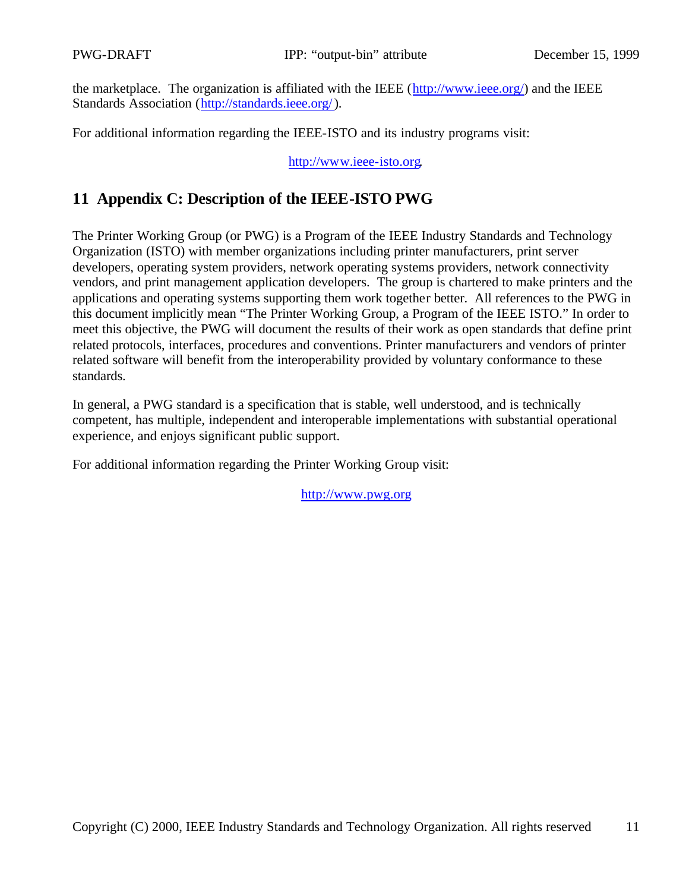the marketplace. The organization is affiliated with the IEEE (http://www.ieee.org/) and the IEEE Standards Association (http://standards.ieee.org/).

For additional information regarding the IEEE-ISTO and its industry programs visit:

http://www.ieee-isto.org.

## 11 Appendix C: Description of the IEEE-ISTO PWG

The Printer Working Group (or PWG) is a Program of the IEEE Industry Standards and Technology Organization (ISTO) with member organizations including printer manufacturers, print server developers, operating system providers, network operating systems providers, network connectivity vendors, and print management application developers. The group is chartered to make printers and the applications and operating systems supporting them work together better. All references to the PWG in this document implicitly mean "The Printer Working Group, a Program of the IEEE ISTO." In order to meet this objective, the PWG will document the results of their work as open standards that define print related protocols, interfaces, procedures and conventions. Printer manufacturers and vendors of printer related software will benefit from the interoperability provided by voluntary conformance to these standards.

In general, a PWG standard is a specification that is stable, well understood, and is technically competent, has multiple, independent and interoperable implementations with substantial operational experience, and enjoys significant public support.

For additional information regarding the Printer Working Group visit:

http://www.pwg.org